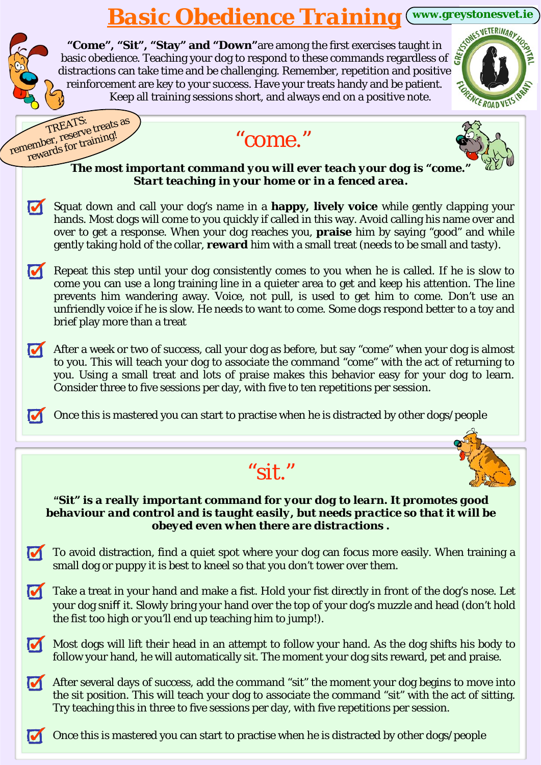# Basic Obedience Training

www.greystonesvet.ie

**"Come", "Sit", "Stay" and "Down"** are among the first exercises taught in basic obedience. Teaching your dog to respond to these commands regardless of distractions can take time and be challenging. Remember, repetition and positive reinforcement are key to your success. Have your treats handy and be patient. Keep all training sessions short, and always end on a positive note.

TREATS: remember, reserve treats as rewards for training!

## "come."

***The most important command you will ever teach your dog is "come." Start teaching in your home or in a fenced area.***

- Squat down and call your dog's name in a **happy, lively voice** while gently clapping your hands. Most dogs will come to you quickly if called in this way. Avoid calling his name over and over to get a response. When your dog reaches you, **praise** him by saying "good" and while gently taking hold of the collar, **reward** him with a small treat (needs to be small and tasty).
- Repeat this step until your dog consistently comes to you when he is called. If he is slow to come you can use a long training line in a quieter area to get and keep his attention. The line prevents him wandering away. Voice, not pull, is used to get him to come. Don't use an unfriendly voice if he is slow. He needs to want to come. Some dogs respond better to a toy and brief play more than a treat
- After a week or two of success, call your dog as before, but say "come" when your dog is almost to you. This will teach your dog to associate the command "come" with the act of returning to you. Using a small treat and lots of praise makes this behavior easy for your dog to learn. Consider three to five sessions per day, with five to ten repetitions per session.
- Once this is mastered you can start to practise when he is distracted by other dogs/people

## "sit."

***"Sit" is a really important command for your dog to learn. It promotes good behaviour and control and is taught easily, but needs practice so that it will be obeyed even when there are distractions .***

- To avoid distraction, find a quiet spot where your dog can focus more easily. When training a small dog or puppy it is best to kneel so that you don't tower over them.
- Take a treat in your hand and make a fist. Hold your fist directly in front of the dog's nose. Let your dog sniff it. Slowly bring your hand over the top of your dog's muzzle and head (don't hold the fist too high or you'll end up teaching him to jump!).
- Most dogs will lift their head in an attempt to follow your hand. As the dog shifts his body to follow your hand, he will automatically sit. The moment your dog sits reward, pet and praise.
- After several days of success, add the command "sit" the moment your dog begins to move into the sit position. This will teach your dog to associate the command "sit" with the act of sitting. Try teaching this in three to five sessions per day, with five repetitions per session.
- Once this is mastered you can start to practise when he is distracted by other dogs/people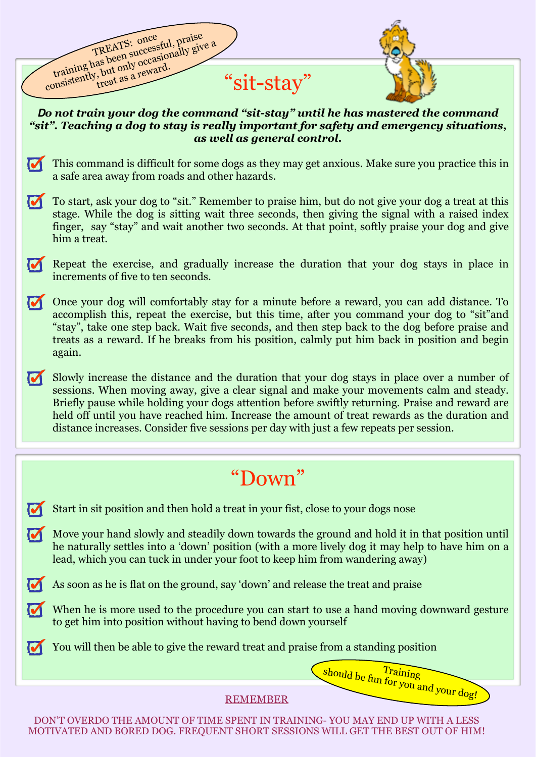TREATS: once training has been successful, praise consistently, but only occasionally give a treat as a reward.

# "sit-stay"

***Do not train your dog the command "sit-stay" until he has mastered the command "sit". Teaching a dog to stay is really important for safety and emergency situations, as well as general control.***

- This command is difficult for some dogs as they may get anxious. Make sure you practice this in a safe area away from roads and other hazards.
- To start, ask your dog to "sit." Remember to praise him, but do not give your dog a treat at this stage. While the dog is sitting wait three seconds, then giving the signal with a raised index finger, say "stay" and wait another two seconds. At that point, softly praise your dog and give him a treat.
- Repeat the exercise, and gradually increase the duration that your dog stays in place in increments of five to ten seconds.
- Once your dog will comfortably stay for a minute before a reward, you can add distance. To accomplish this, repeat the exercise, but this time, after you command your dog to "sit"and "stay", take one step back. Wait five seconds, and then step back to the dog before praise and treats as a reward. If he breaks from his position, calmly put him back in position and begin again.
- Slowly increase the distance and the duration that your dog stays in place over a number of sessions. When moving away, give a clear signal and make your movements calm and steady. Briefly pause while holding your dogs attention before swiftly returning. Praise and reward are held off until you have reached him. Increase the amount of treat rewards as the duration and distance increases. Consider five sessions per day with just a few repeats per session.

# "Down"

- Start in sit position and then hold a treat in your fist, close to your dogs nose
- Move your hand slowly and steadily down towards the ground and hold it in that position until he naturally settles into a 'down' position (with a more lively dog it may help to have him on a lead, which you can tuck in under your foot to keep him from wandering away)
- As soon as he is flat on the ground, say 'down' and release the treat and praise
- When he is more used to the procedure you can start to use a hand moving downward gesture to get him into position without having to bend down yourself
- You will then be able to give the reward treat and praise from a standing position

Training should be fun for you and your dog!

REMEMBER

DON'T OVERDO THE AMOUNT OF TIME SPENT IN TRAINING- YOU MAY END UP WITH A LESS MOTIVATED AND BORED DOG. FREQUENT SHORT SESSIONS WILL GET THE BEST OUT OF HIM!